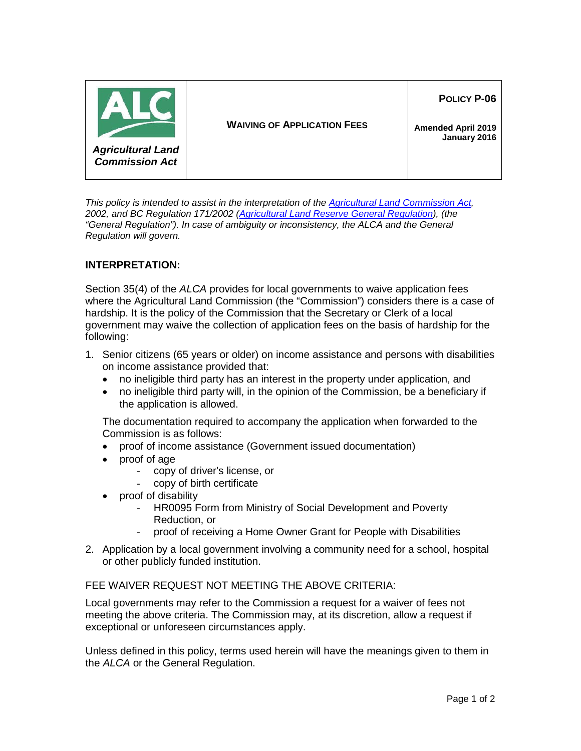| ALC *Agricultural Land Commission Act* | **WAIVING OF APPLICATION FEES** | **POLICY P-06** **Amended April 2019 January 2016** |
|---|---|---|

*This policy is intended to assist in the interpretation of the Agricultural Land Commission Act, 2002, and BC Regulation 171/2002 (Agricultural Land Reserve General Regulation), (the "General Regulation"). In case of ambiguity or inconsistency, the ALCA and the General Regulation will govern.*

## INTERPRETATION:

Section 35(4) of the *ALCA* provides for local governments to waive application fees where the Agricultural Land Commission (the "Commission") considers there is a case of hardship. It is the policy of the Commission that the Secretary or Clerk of a local government may waive the collection of application fees on the basis of hardship for the following:

1. Senior citizens (65 years or older) on income assistance and persons with disabilities on income assistance provided that:
   - no ineligible third party has an interest in the property under application, and
   - no ineligible third party will, in the opinion of the Commission, be a beneficiary if the application is allowed.

   The documentation required to accompany the application when forwarded to the Commission is as follows:
   - proof of income assistance (Government issued documentation)
   - proof of age
     - copy of driver's license, or
     - copy of birth certificate
   - proof of disability
     - HR0095 Form from Ministry of Social Development and Poverty Reduction, or
     - proof of receiving a Home Owner Grant for People with Disabilities

2. Application by a local government involving a community need for a school, hospital or other publicly funded institution.

FEE WAIVER REQUEST NOT MEETING THE ABOVE CRITERIA:

Local governments may refer to the Commission a request for a waiver of fees not meeting the above criteria. The Commission may, at its discretion, allow a request if exceptional or unforeseen circumstances apply.

Unless defined in this policy, terms used herein will have the meanings given to them in the *ALCA* or the General Regulation.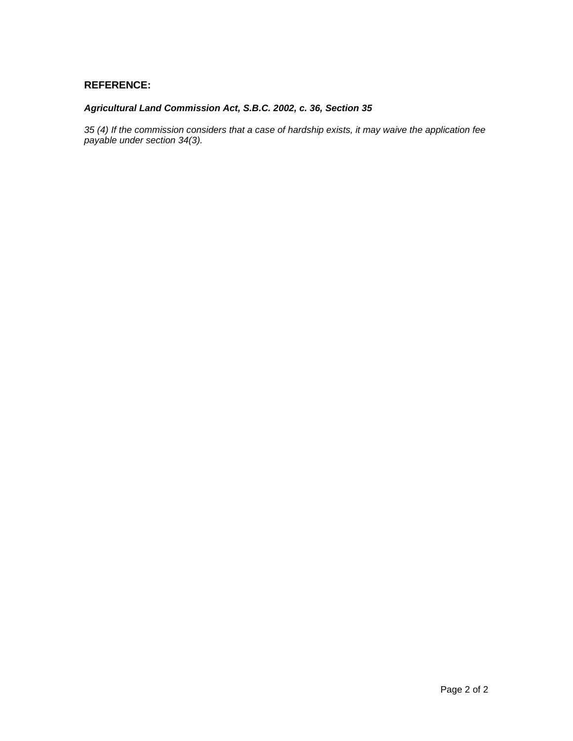## REFERENCE:

***Agricultural Land Commission Act, S.B.C. 2002, c. 36, Section 35***

*35 (4) If the commission considers that a case of hardship exists, it may waive the application fee payable under section 34(3).*